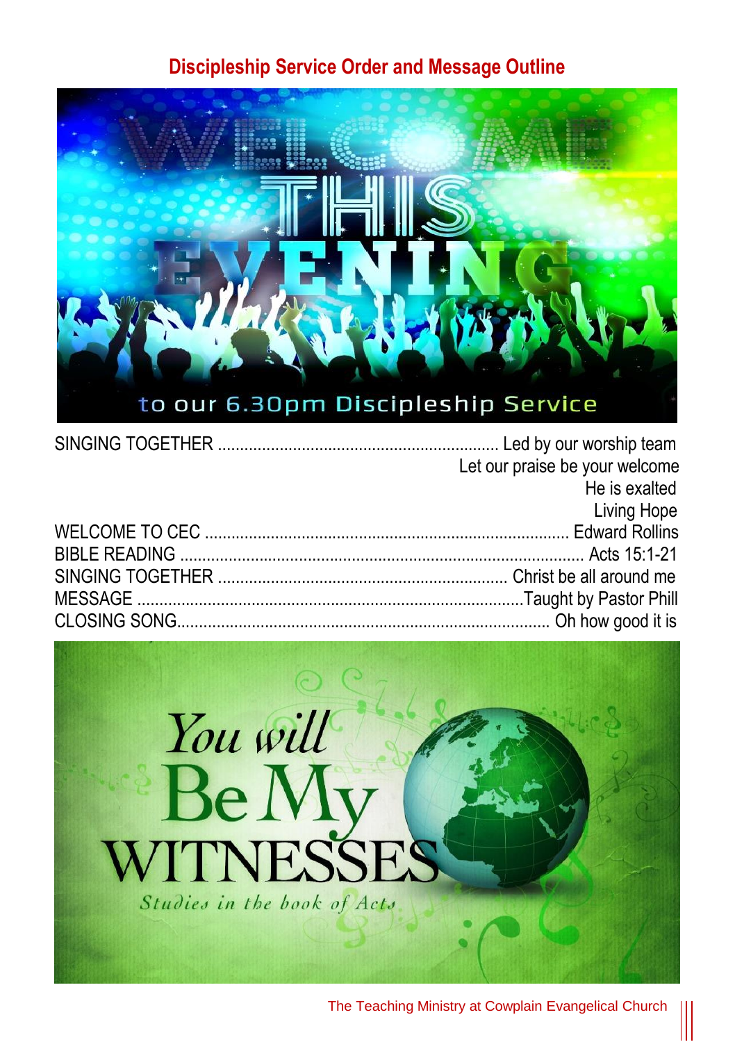# Discipleship Service Order and Message Outline

WELCOME THIS EVENING

to our 6.30pm Discipleship Service

SINGING TOGETHER ............ Led by our worship team
Let our praise be your welcome
He is exalted
Living Hope

WELCOME TO CEC ............ Edward Rollins

BIBLE READING ............ Acts 15:1-21

SINGING TOGETHER ............ Christ be all around me

MESSAGE ............ Taught by Pastor Phill

CLOSING SONG............ Oh how good it is

You will Be My WITNESSES

*Studies in the book of Acts*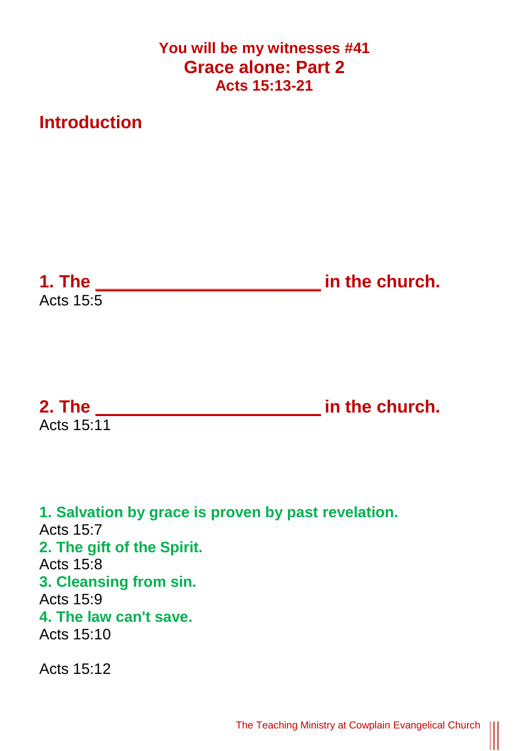# You will be my witnesses #41
# Grace alone: Part 2
### Acts 15:13-21

## Introduction

## 1. The \_\_\_\_\_\_\_\_\_\_\_\_\_\_\_\_\_\_\_\_\_\_\_ in the church.

Acts 15:5

## 2. The \_\_\_\_\_\_\_\_\_\_\_\_\_\_\_\_\_\_\_\_\_\_\_ in the church.

Acts 15:11

**1. Salvation by grace is proven by past revelation.**
Acts 15:7
**2. The gift of the Spirit.**
Acts 15:8
**3. Cleansing from sin.**
Acts 15:9
**4. The law can't save.**
Acts 15:10

Acts 15:12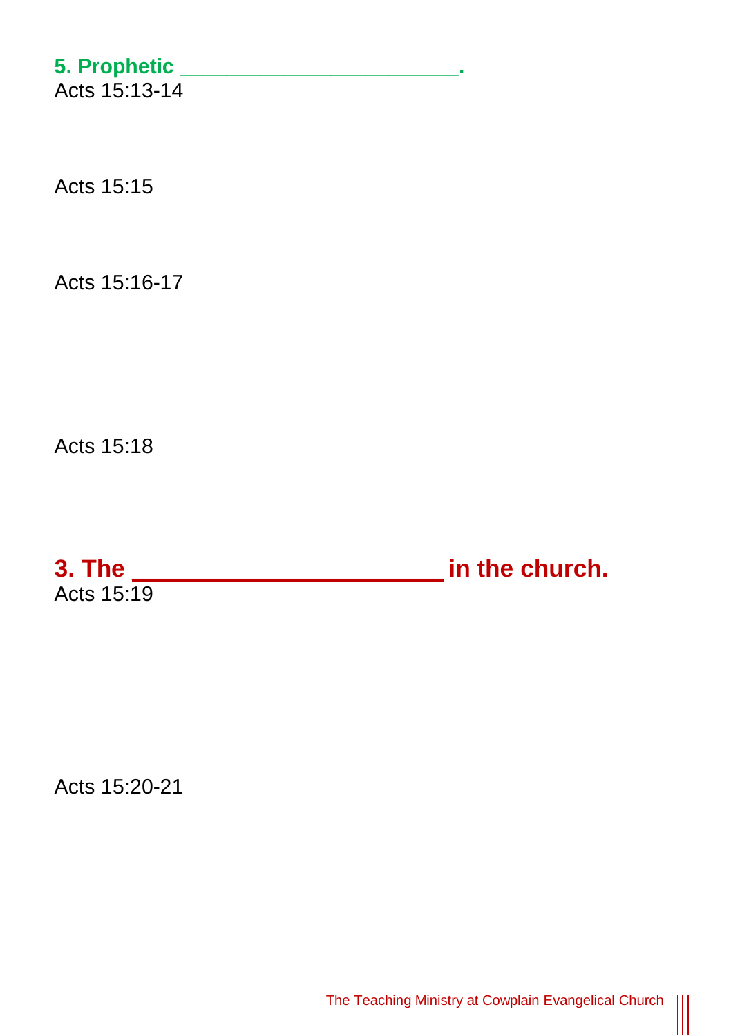### 5. Prophetic _______________________.

Acts 15:13-14

Acts 15:15

Acts 15:16-17

Acts 15:18

## 3. The _______________________ in the church.

Acts 15:19

Acts 15:20-21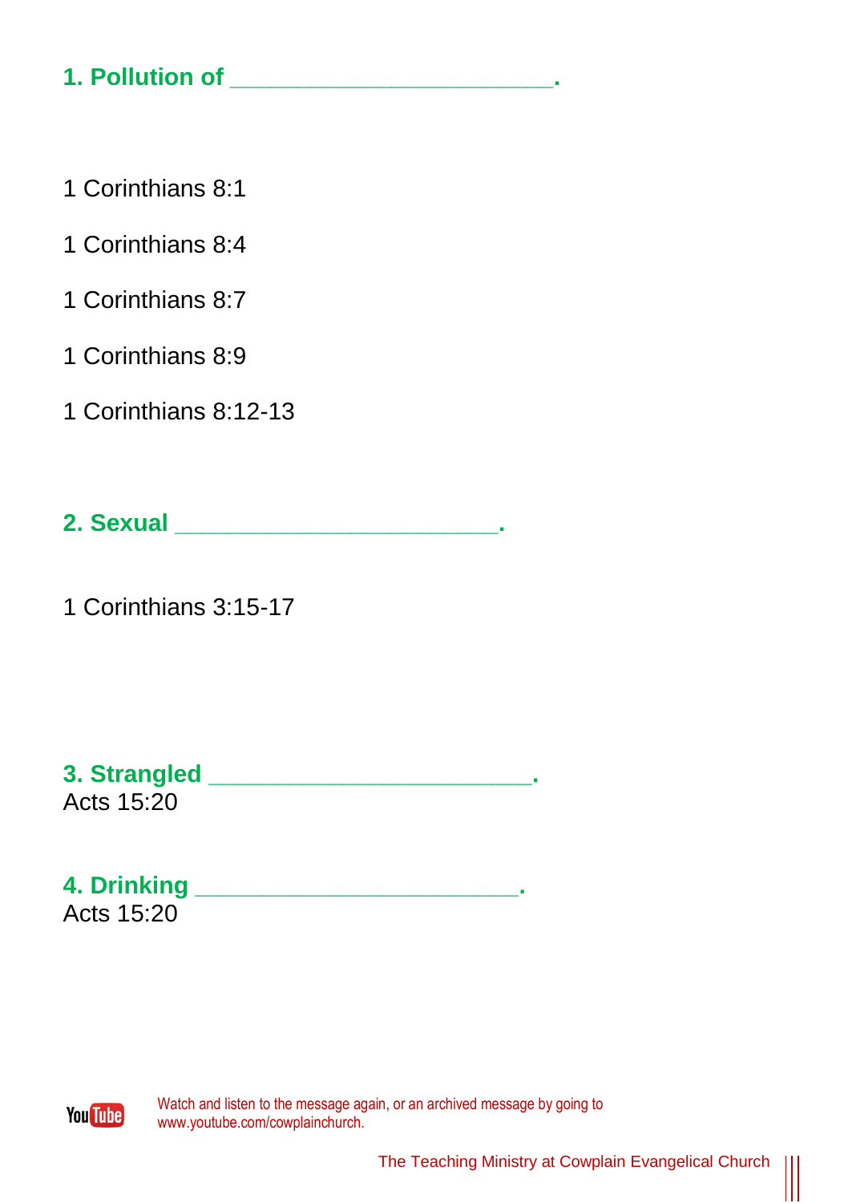### 1. Pollution of _______________________.

1 Corinthians 8:1

1 Corinthians 8:4

1 Corinthians 8:7

1 Corinthians 8:9

1 Corinthians 8:12-13

### 2. Sexual _______________________.

1 Corinthians 3:15-17

### 3. Strangled _______________________.

Acts 15:20

### 4. Drinking _______________________.

Acts 15:20

Watch and listen to the message again, or an archived message by going to www.youtube.com/cowplainchurch.

The Teaching Ministry at Cowplain Evangelical Church